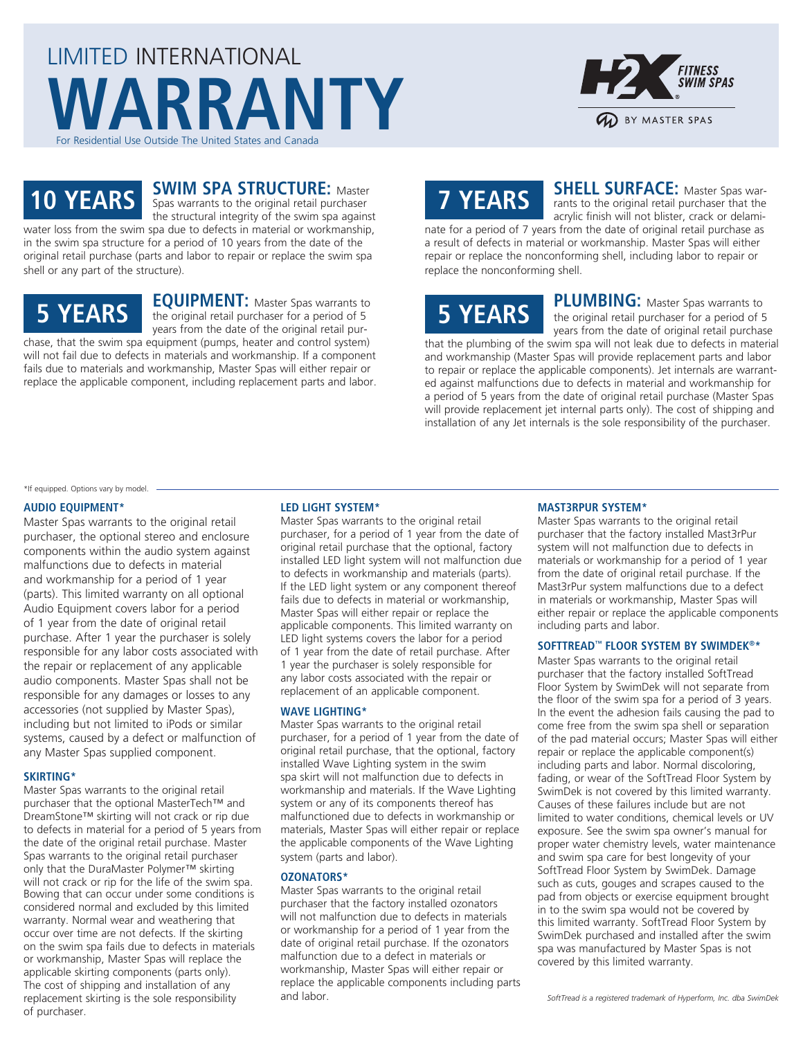# LIMITED INTERNATIONAL WARRANTY

For Residential Use Outside The United States and Canada

H2X FITNESS SWIM SPAS® BY MASTER SPAS

## 10 YEARS

**SWIM SPA STRUCTURE:** Master Spas warrants to the original retail purchaser the structural integrity of the swim spa against water loss from the swim spa due to defects in material or workmanship, in the swim spa structure for a period of 10 years from the date of the original retail purchase (parts and labor to repair or replace the swim spa shell or any part of the structure).

## 5 YEARS

**EQUIPMENT:** Master Spas warrants to the original retail purchaser for a period of 5 years from the date of the original retail purchase, that the swim spa equipment (pumps, heater and control system) will not fail due to defects in materials and workmanship. If a component fails due to materials and workmanship, Master Spas will either repair or replace the applicable component, including replacement parts and labor.

## 7 YEARS

**SHELL SURFACE:** Master Spas warrants to the original retail purchaser that the acrylic finish will not blister, crack or delaminate for a period of 7 years from the date of original retail purchase as a result of defects in material or workmanship. Master Spas will either repair or replace the nonconforming shell, including labor to repair or replace the nonconforming shell.

## 5 YEARS

**PLUMBING:** Master Spas warrants to the original retail purchaser for a period of 5 years from the date of original retail purchase that the plumbing of the swim spa will not leak due to defects in material and workmanship (Master Spas will provide replacement parts and labor to repair or replace the applicable components). Jet internals are warranted against malfunctions due to defects in material and workmanship for a period of 5 years from the date of original retail purchase (Master Spas will provide replacement jet internal parts only). The cost of shipping and installation of any Jet internals is the sole responsibility of the purchaser.

*If equipped. Options vary by model.

### AUDIO EQUIPMENT*

Master Spas warrants to the original retail purchaser, the optional stereo and enclosure components within the audio system against malfunctions due to defects in material and workmanship for a period of 1 year (parts). This limited warranty on all optional Audio Equipment covers labor for a period of 1 year from the date of original retail purchase. After 1 year the purchaser is solely responsible for any labor costs associated with the repair or replacement of any applicable audio components. Master Spas shall not be responsible for any damages or losses to any accessories (not supplied by Master Spas), including but not limited to iPods or similar systems, caused by a defect or malfunction of any Master Spas supplied component.

### SKIRTING*

Master Spas warrants to the original retail purchaser that the optional MasterTech™ and DreamStone™ skirting will not crack or rip due to defects in material for a period of 5 years from the date of the original retail purchase. Master Spas warrants to the original retail purchaser only that the DuraMaster Polymer™ skirting will not crack or rip for the life of the swim spa. Bowing that can occur under some conditions is considered normal and excluded by this limited warranty. Normal wear and weathering that occur over time are not defects. If the skirting on the swim spa fails due to defects in materials or workmanship, Master Spas will replace the applicable skirting components (parts only). The cost of shipping and installation of any replacement skirting is the sole responsibility of purchaser.

### LED LIGHT SYSTEM*

Master Spas warrants to the original retail purchaser, for a period of 1 year from the date of original retail purchase that the optional, factory installed LED light system will not malfunction due to defects in workmanship and materials (parts). If the LED light system or any component thereof fails due to defects in material or workmanship, Master Spas will either repair or replace the applicable components. This limited warranty on LED light systems covers the labor for a period of 1 year from the date of retail purchase. After 1 year the purchaser is solely responsible for any labor costs associated with the repair or replacement of an applicable component.

### WAVE LIGHTING*

Master Spas warrants to the original retail purchaser, for a period of 1 year from the date of original retail purchase, that the optional, factory installed Wave Lighting system in the swim spa skirt will not malfunction due to defects in workmanship and materials. If the Wave Lighting system or any of its components thereof has malfunctioned due to defects in workmanship or materials, Master Spas will either repair or replace the applicable components of the Wave Lighting system (parts and labor).

### OZONATORS*

Master Spas warrants to the original retail purchaser that the factory installed ozonators will not malfunction due to defects in materials or workmanship for a period of 1 year from the date of original retail purchase. If the ozonators malfunction due to a defect in materials or workmanship, Master Spas will either repair or replace the applicable components including parts and labor.

### MAST3RPUR SYSTEM*

Master Spas warrants to the original retail purchaser that the factory installed Mast3rPur system will not malfunction due to defects in materials or workmanship for a period of 1 year from the date of original retail purchase. If the Mast3rPur system malfunctions due to a defect in materials or workmanship, Master Spas will either repair or replace the applicable components including parts and labor.

### SOFTTREAD™ FLOOR SYSTEM BY SWIMDEK®*

Master Spas warrants to the original retail purchaser that the factory installed SoftTread Floor System by SwimDek will not separate from the floor of the swim spa for a period of 3 years. In the event the adhesion fails causing the pad to come free from the swim spa shell or separation of the pad material occurs; Master Spas will either repair or replace the applicable component(s) including parts and labor. Normal discoloring, fading, or wear of the SoftTread Floor System by SwimDek is not covered by this limited warranty. Causes of these failures include but are not limited to water conditions, chemical levels or UV exposure. See the swim spa owner's manual for proper water chemistry levels, water maintenance and swim spa care for best longevity of your SoftTread Floor System by SwimDek. Damage such as cuts, gouges and scrapes caused to the pad from objects or exercise equipment brought in to the swim spa would not be covered by this limited warranty. SoftTread Floor System by SwimDek purchased and installed after the swim spa was manufactured by Master Spas is not covered by this limited warranty.

*SoftTread is a registered trademark of Hyperform, Inc. dba SwimDek*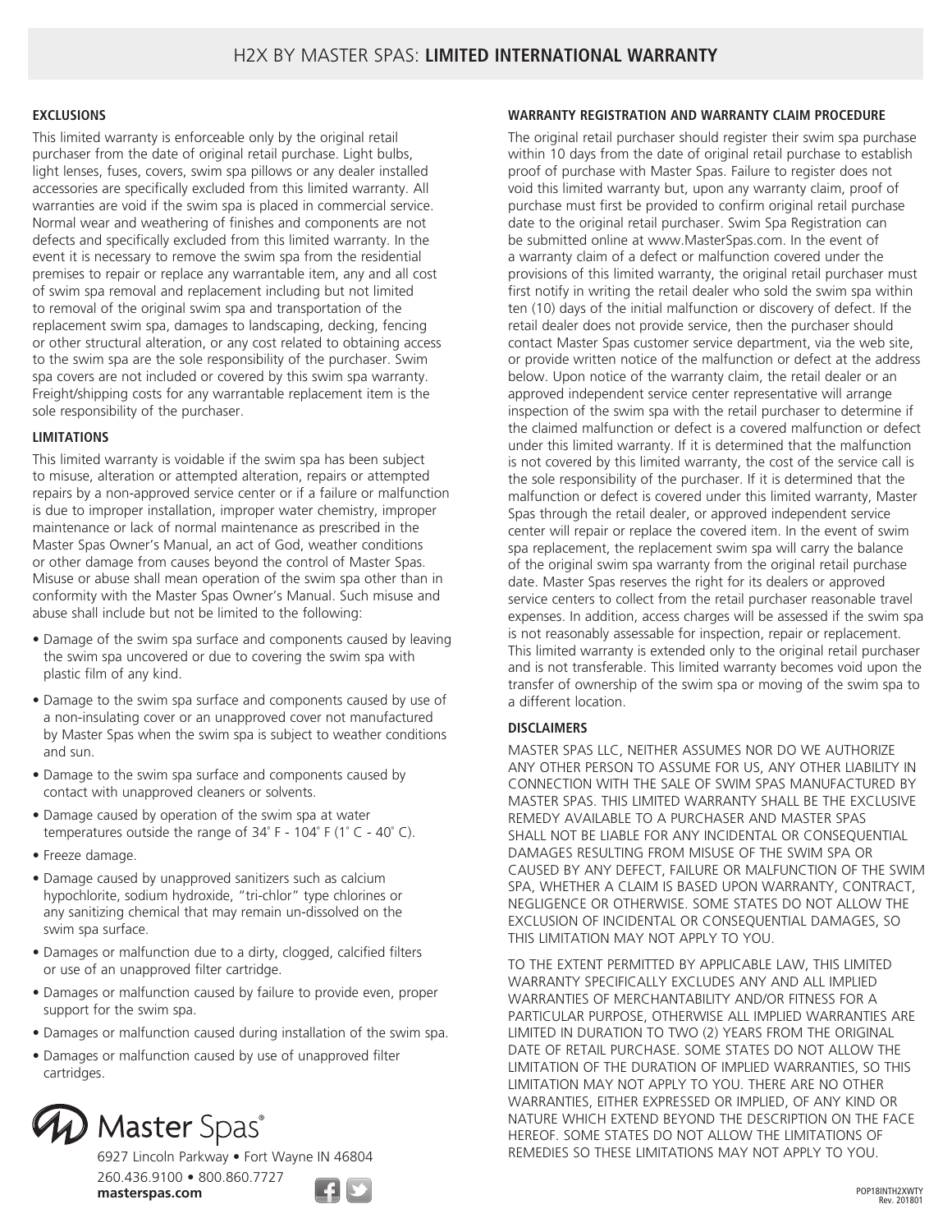# H2X BY MASTER SPAS: **LIMITED INTERNATIONAL WARRANTY**

### EXCLUSIONS

This limited warranty is enforceable only by the original retail purchaser from the date of original retail purchase. Light bulbs, light lenses, fuses, covers, swim spa pillows or any dealer installed accessories are specifically excluded from this limited warranty. All warranties are void if the swim spa is placed in commercial service. Normal wear and weathering of finishes and components are not defects and specifically excluded from this limited warranty. In the event it is necessary to remove the swim spa from the residential premises to repair or replace any warrantable item, any and all cost of swim spa removal and replacement including but not limited to removal of the original swim spa and transportation of the replacement swim spa, damages to landscaping, decking, fencing or other structural alteration, or any cost related to obtaining access to the swim spa are the sole responsibility of the purchaser. Swim spa covers are not included or covered by this swim spa warranty. Freight/shipping costs for any warrantable replacement item is the sole responsibility of the purchaser.

### LIMITATIONS

This limited warranty is voidable if the swim spa has been subject to misuse, alteration or attempted alteration, repairs or attempted repairs by a non-approved service center or if a failure or malfunction is due to improper installation, improper water chemistry, improper maintenance or lack of normal maintenance as prescribed in the Master Spas Owner's Manual, an act of God, weather conditions or other damage from causes beyond the control of Master Spas. Misuse or abuse shall mean operation of the swim spa other than in conformity with the Master Spas Owner's Manual. Such misuse and abuse shall include but not be limited to the following:

- Damage of the swim spa surface and components caused by leaving the swim spa uncovered or due to covering the swim spa with plastic film of any kind.
- Damage to the swim spa surface and components caused by use of a non-insulating cover or an unapproved cover not manufactured by Master Spas when the swim spa is subject to weather conditions and sun.
- Damage to the swim spa surface and components caused by contact with unapproved cleaners or solvents.
- Damage caused by operation of the swim spa at water temperatures outside the range of 34˚ F - 104˚ F (1˚ C - 40˚ C).
- Freeze damage.
- Damage caused by unapproved sanitizers such as calcium hypochlorite, sodium hydroxide, "tri-chlor" type chlorines or any sanitizing chemical that may remain un-dissolved on the swim spa surface.
- Damages or malfunction due to a dirty, clogged, calcified filters or use of an unapproved filter cartridge.
- Damages or malfunction caused by failure to provide even, proper support for the swim spa.
- Damages or malfunction caused during installation of the swim spa.
- Damages or malfunction caused by use of unapproved filter cartridges.

### WARRANTY REGISTRATION AND WARRANTY CLAIM PROCEDURE

The original retail purchaser should register their swim spa purchase within 10 days from the date of original retail purchase to establish proof of purchase with Master Spas. Failure to register does not void this limited warranty but, upon any warranty claim, proof of purchase must first be provided to confirm original retail purchase date to the original retail purchaser. Swim Spa Registration can be submitted online at www.MasterSpas.com. In the event of a warranty claim of a defect or malfunction covered under the provisions of this limited warranty, the original retail purchaser must first notify in writing the retail dealer who sold the swim spa within ten (10) days of the initial malfunction or discovery of defect. If the retail dealer does not provide service, then the purchaser should contact Master Spas customer service department, via the web site, or provide written notice of the malfunction or defect at the address below. Upon notice of the warranty claim, the retail dealer or an approved independent service center representative will arrange inspection of the swim spa with the retail purchaser to determine if the claimed malfunction or defect is a covered malfunction or defect under this limited warranty. If it is determined that the malfunction is not covered by this limited warranty, the cost of the service call is the sole responsibility of the purchaser. If it is determined that the malfunction or defect is covered under this limited warranty, Master Spas through the retail dealer, or approved independent service center will repair or replace the covered item. In the event of swim spa replacement, the replacement swim spa will carry the balance of the original swim spa warranty from the original retail purchase date. Master Spas reserves the right for its dealers or approved service centers to collect from the retail purchaser reasonable travel expenses. In addition, access charges will be assessed if the swim spa is not reasonably assessable for inspection, repair or replacement. This limited warranty is extended only to the original retail purchaser and is not transferable. This limited warranty becomes void upon the transfer of ownership of the swim spa or moving of the swim spa to a different location.

### DISCLAIMERS

MASTER SPAS LLC, NEITHER ASSUMES NOR DO WE AUTHORIZE ANY OTHER PERSON TO ASSUME FOR US, ANY OTHER LIABILITY IN CONNECTION WITH THE SALE OF SWIM SPAS MANUFACTURED BY MASTER SPAS. THIS LIMITED WARRANTY SHALL BE THE EXCLUSIVE REMEDY AVAILABLE TO A PURCHASER AND MASTER SPAS SHALL NOT BE LIABLE FOR ANY INCIDENTAL OR CONSEQUENTIAL DAMAGES RESULTING FROM MISUSE OF THE SWIM SPA OR CAUSED BY ANY DEFECT, FAILURE OR MALFUNCTION OF THE SWIM SPA, WHETHER A CLAIM IS BASED UPON WARRANTY, CONTRACT, NEGLIGENCE OR OTHERWISE. SOME STATES DO NOT ALLOW THE EXCLUSION OF INCIDENTAL OR CONSEQUENTIAL DAMAGES, SO THIS LIMITATION MAY NOT APPLY TO YOU.

TO THE EXTENT PERMITTED BY APPLICABLE LAW, THIS LIMITED WARRANTY SPECIFICALLY EXCLUDES ANY AND ALL IMPLIED WARRANTIES OF MERCHANTABILITY AND/OR FITNESS FOR A PARTICULAR PURPOSE, OTHERWISE ALL IMPLIED WARRANTIES ARE LIMITED IN DURATION TO TWO (2) YEARS FROM THE ORIGINAL DATE OF RETAIL PURCHASE. SOME STATES DO NOT ALLOW THE LIMITATION OF THE DURATION OF IMPLIED WARRANTIES, SO THIS LIMITATION MAY NOT APPLY TO YOU. THERE ARE NO OTHER WARRANTIES, EITHER EXPRESSED OR IMPLIED, OF ANY KIND OR NATURE WHICH EXTEND BEYOND THE DESCRIPTION ON THE FACE HEREOF. SOME STATES DO NOT ALLOW THE LIMITATIONS OF REMEDIES SO THESE LIMITATIONS MAY NOT APPLY TO YOU.

Master Spas®

6927 Lincoln Parkway • Fort Wayne IN 46804

260.436.9100 • 800.860.7727

**masterspas.com**

POP18INTH2XWTY
Rev. 201801